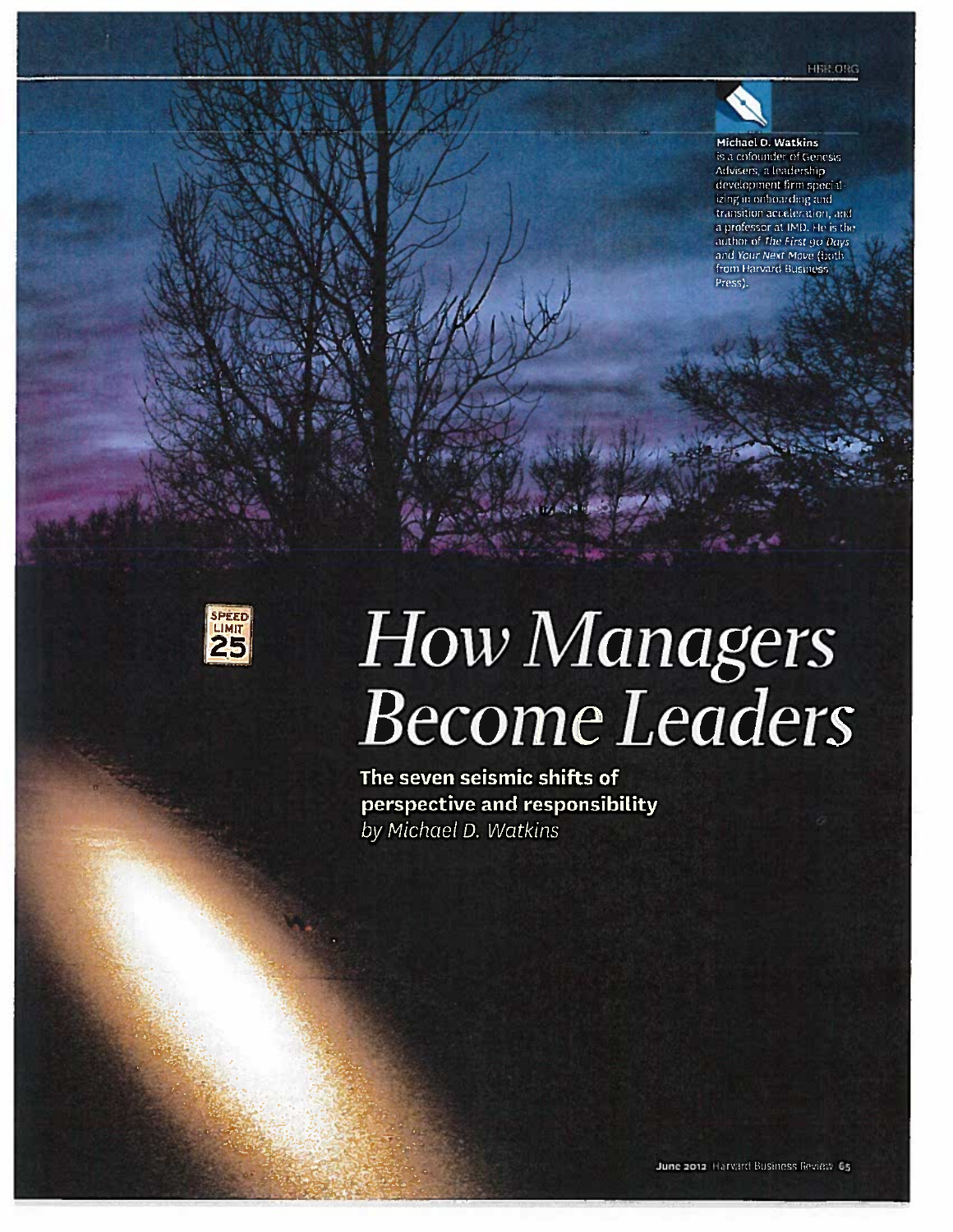**Michael D. Watkins** is a cofounder of Genesis Advisers, a leadership development firm specializing in onboarding and transition acceleration, and a professor at IMD. He is the author of *The First 90 Days* and *Your Next Move* (both from Harvard Business Press).

# *How Managers Become Leaders*

**The seven seismic shifts of perspective and responsibility**

*by Michael D. Watkins*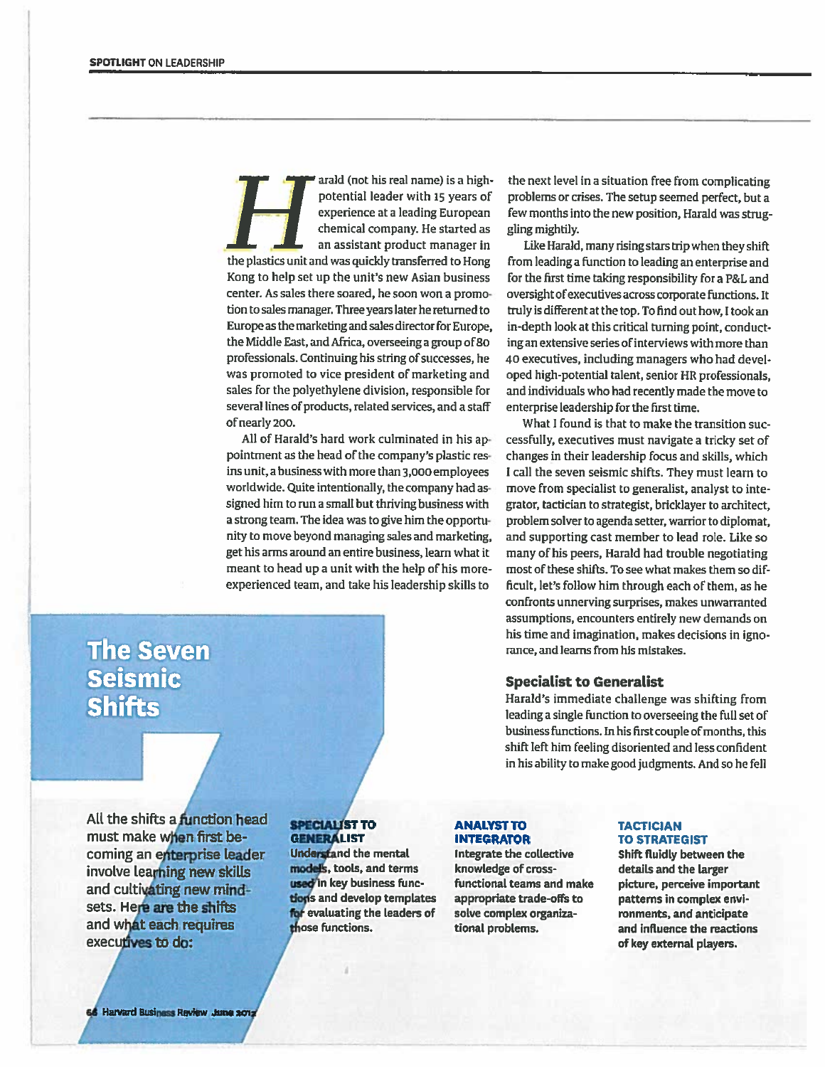Harald (not his real name) is a high-potential leader with 15 years of experience at a leading European chemical company. He started as an assistant product manager in the plastics unit and was quickly transferred to Hong Kong to help set up the unit's new Asian business center. As sales there soared, he soon won a promotion to sales manager. Three years later he returned to Europe as the marketing and sales director for Europe, the Middle East, and Africa, overseeing a group of 80 professionals. Continuing his string of successes, he was promoted to vice president of marketing and sales for the polyethylene division, responsible for several lines of products, related services, and a staff of nearly 200.

All of Harald's hard work culminated in his appointment as the head of the company's plastic resins unit, a business with more than 3,000 employees worldwide. Quite intentionally, the company had assigned him to run a small but thriving business with a strong team. The idea was to give him the opportunity to move beyond managing sales and marketing, get his arms around an entire business, learn what it meant to head up a unit with the help of his more-experienced team, and take his leadership skills to the next level in a situation free from complicating problems or crises. The setup seemed perfect, but a few months into the new position, Harald was struggling mightily.

Like Harald, many rising stars trip when they shift from leading a function to leading an enterprise and for the first time taking responsibility for a P&L and oversight of executives across corporate functions. It truly is different at the top. To find out how, I took an in-depth look at this critical turning point, conducting an extensive series of interviews with more than 40 executives, including managers who had developed high-potential talent, senior HR professionals, and individuals who had recently made the move to enterprise leadership for the first time.

What I found is that to make the transition successfully, executives must navigate a tricky set of changes in their leadership focus and skills, which I call the seven seismic shifts. They must learn to move from specialist to generalist, analyst to integrator, tactician to strategist, bricklayer to architect, problem solver to agenda setter, warrior to diplomat, and supporting cast member to lead role. Like so many of his peers, Harald had trouble negotiating most of these shifts. To see what makes them so difficult, let's follow him through each of them, as he confronts unnerving surprises, makes unwarranted assumptions, encounters entirely new demands on his time and imagination, makes decisions in ignorance, and learns from his mistakes.

## Specialist to Generalist

Harald's immediate challenge was shifting from leading a single function to overseeing the full set of business functions. In his first couple of months, this shift left him feeling disoriented and less confident in his ability to make good judgments. And so he fell

## The Seven Seismic Shifts

All the shifts a function head must make when first becoming an enterprise leader involve learning new skills and cultivating new mindsets. Here are the shifts and what each requires executives to do:

**SPECIALIST TO GENERALIST**
Understand the mental models, tools, and terms used in key business functions and develop templates for evaluating the leaders of those functions.

**ANALYST TO INTEGRATOR**
Integrate the collective knowledge of cross-functional teams and make appropriate trade-offs to solve complex organizational problems.

**TACTICIAN TO STRATEGIST**
Shift fluidly between the details and the larger picture, perceive important patterns in complex environments, and anticipate and influence the reactions of key external players.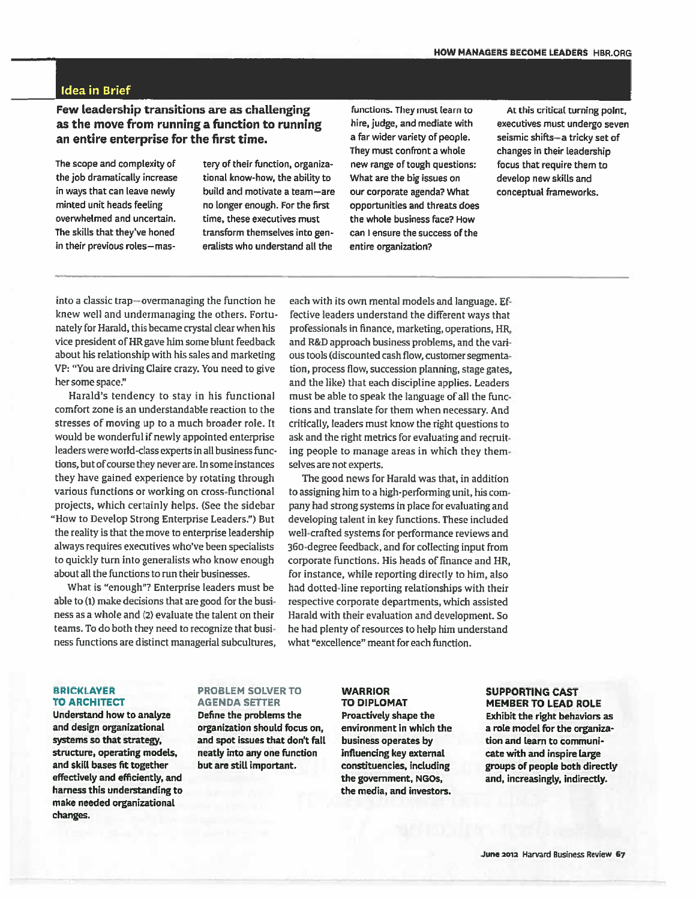## Idea in Brief

**Few leadership transitions are as challenging as the move from running a function to running an entire enterprise for the first time.**

The scope and complexity of the job dramatically increase in ways that can leave newly minted unit heads feeling overwhelmed and uncertain. The skills that they've honed in their previous roles—mastery of their function, organizational know-how, the ability to build and motivate a team—are no longer enough. For the first time, these executives must transform themselves into generalists who understand all the functions. They must learn to hire, judge, and mediate with a far wider variety of people. They must confront a whole new range of tough questions: What are the big issues on our corporate agenda? What opportunities and threats does the whole business face? How can I ensure the success of the entire organization?

At this critical turning point, executives must undergo seven seismic shifts—a tricky set of changes in their leadership focus that require them to develop new skills and conceptual frameworks.

into a classic trap—overmanaging the function he knew well and undermanaging the others. Fortunately for Harald, this became crystal clear when his vice president of HR gave him some blunt feedback about his relationship with his sales and marketing VP: "You are driving Claire crazy. You need to give her some space."

Harald's tendency to stay in his functional comfort zone is an understandable reaction to the stresses of moving up to a much broader role. It would be wonderful if newly appointed enterprise leaders were world-class experts in all business functions, but of course they never are. In some instances they have gained experience by rotating through various functions or working on cross-functional projects, which certainly helps. (See the sidebar "How to Develop Strong Enterprise Leaders.") But the reality is that the move to enterprise leadership always requires executives who've been specialists to quickly turn into generalists who know enough about all the functions to run their businesses.

What is "enough"? Enterprise leaders must be able to (1) make decisions that are good for the business as a whole and (2) evaluate the talent on their teams. To do both they need to recognize that business functions are distinct managerial subcultures, each with its own mental models and language. Effective leaders understand the different ways that professionals in finance, marketing, operations, HR, and R&D approach business problems, and the various tools (discounted cash flow, customer segmentation, process flow, succession planning, stage gates, and the like) that each discipline applies. Leaders must be able to speak the language of all the functions and translate for them when necessary. And critically, leaders must know the right questions to ask and the right metrics for evaluating and recruiting people to manage areas in which they themselves are not experts.

The good news for Harald was that, in addition to assigning him to a high-performing unit, his company had strong systems in place for evaluating and developing talent in key functions. These included well-crafted systems for performance reviews and 360-degree feedback, and for collecting input from corporate functions. His heads of finance and HR, for instance, while reporting directly to him, also had dotted-line reporting relationships with their respective corporate departments, which assisted Harald with their evaluation and development. So he had plenty of resources to help him understand what "excellence" meant for each function.

**BRICKLAYER TO ARCHITECT**
**Understand how to analyze and design organizational systems so that strategy, structure, operating models, and skill bases fit together effectively and efficiently, and harness this understanding to make needed organizational changes.**

**PROBLEM SOLVER TO AGENDA SETTER**
**Define the problems the organization should focus on, and spot issues that don't fall neatly into any one function but are still important.**

**WARRIOR TO DIPLOMAT**
**Proactively shape the environment in which the business operates by influencing key external constituencies, including the government, NGOs, the media, and investors.**

**SUPPORTING CAST MEMBER TO LEAD ROLE**
**Exhibit the right behaviors as a role model for the organization and learn to communicate with and inspire large groups of people both directly and, increasingly, indirectly.**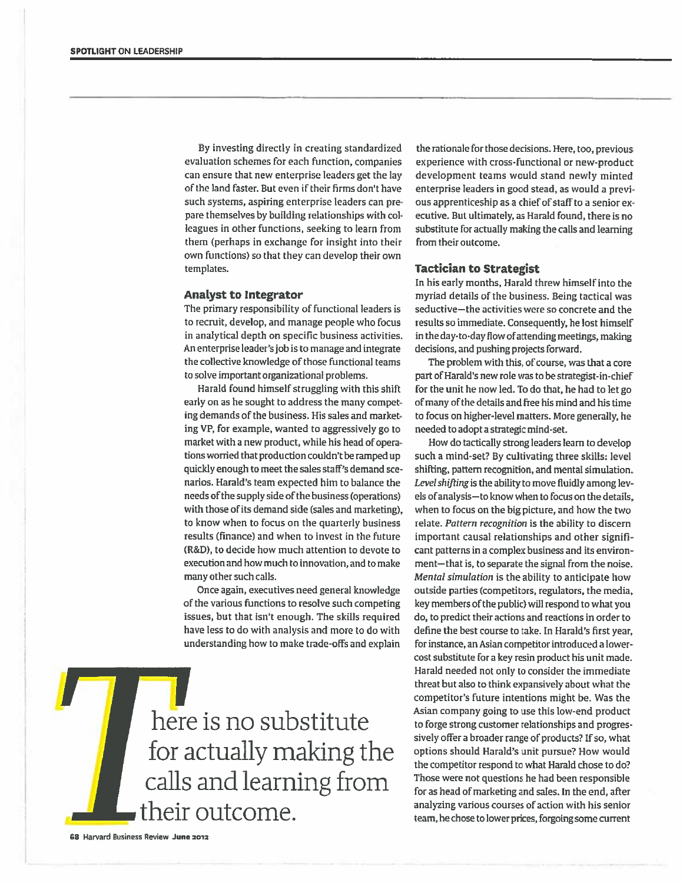By investing directly in creating standardized evaluation schemes for each function, companies can ensure that new enterprise leaders get the lay of the land faster. But even if their firms don't have such systems, aspiring enterprise leaders can prepare themselves by building relationships with colleagues in other functions, seeking to learn from them (perhaps in exchange for insight into their own functions) so that they can develop their own templates.

### Analyst to Integrator

The primary responsibility of functional leaders is to recruit, develop, and manage people who focus in analytical depth on specific business activities. An enterprise leader's job is to manage and integrate the collective knowledge of those functional teams to solve important organizational problems.

Harald found himself struggling with this shift early on as he sought to address the many competing demands of the business. His sales and marketing VP, for example, wanted to aggressively go to market with a new product, while his head of operations worried that production couldn't be ramped up quickly enough to meet the sales staff's demand scenarios. Harald's team expected him to balance the needs of the supply side of the business (operations) with those of its demand side (sales and marketing), to know when to focus on the quarterly business results (finance) and when to invest in the future (R&D), to decide how much attention to devote to execution and how much to innovation, and to make many other such calls.

Once again, executives need general knowledge of the various functions to resolve such competing issues, but that isn't enough. The skills required have less to do with analysis and more to do with understanding how to make trade-offs and explain the rationale for those decisions. Here, too, previous experience with cross-functional or new-product development teams would stand newly minted enterprise leaders in good stead, as would a previous apprenticeship as a chief of staff to a senior executive. But ultimately, as Harald found, there is no substitute for actually making the calls and learning from their outcome.

> There is no substitute for actually making the calls and learning from their outcome.

### Tactician to Strategist

In his early months, Harald threw himself into the myriad details of the business. Being tactical was seductive—the activities were so concrete and the results so immediate. Consequently, he lost himself in the day-to-day flow of attending meetings, making decisions, and pushing projects forward.

The problem with this, of course, was that a core part of Harald's new role was to be strategist-in-chief for the unit he now led. To do that, he had to let go of many of the details and free his mind and his time to focus on higher-level matters. More generally, he needed to adopt a strategic mind-set.

How do tactically strong leaders learn to develop such a mind-set? By cultivating three skills: level shifting, pattern recognition, and mental simulation. *Level shifting* is the ability to move fluidly among levels of analysis—to know when to focus on the details, when to focus on the big picture, and how the two relate. *Pattern recognition* is the ability to discern important causal relationships and other significant patterns in a complex business and its environment—that is, to separate the signal from the noise. *Mental simulation* is the ability to anticipate how outside parties (competitors, regulators, the media, key members of the public) will respond to what you do, to predict their actions and reactions in order to define the best course to take. In Harald's first year, for instance, an Asian competitor introduced a lower-cost substitute for a key resin product his unit made. Harald needed not only to consider the immediate threat but also to think expansively about what the competitor's future intentions might be. Was the Asian company going to use this low-end product to forge strong customer relationships and progressively offer a broader range of products? If so, what options should Harald's unit pursue? How would the competitor respond to what Harald chose to do? Those were not questions he had been responsible for as head of marketing and sales. In the end, after analyzing various courses of action with his senior team, he chose to lower prices, forgoing some current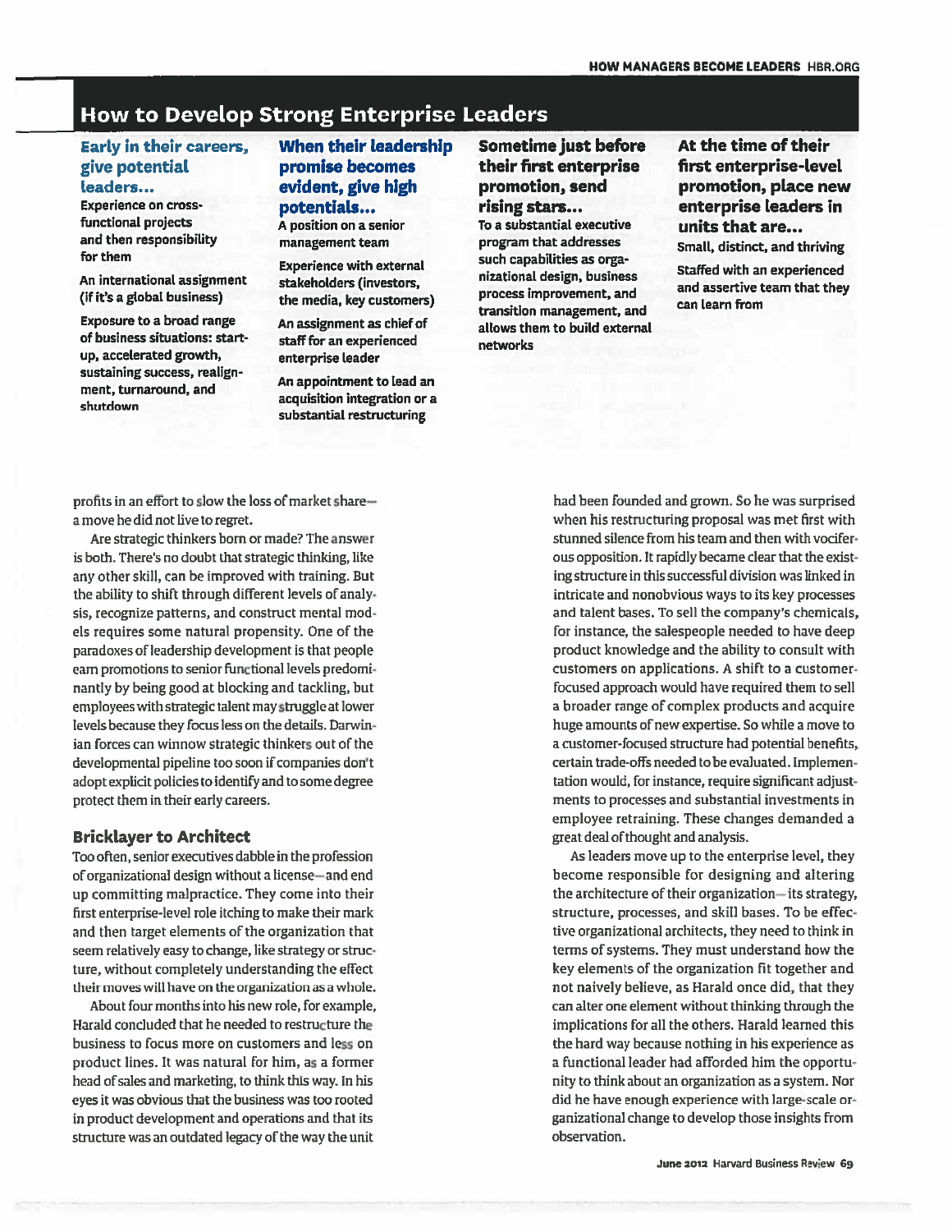## How to Develop Strong Enterprise Leaders

### Early in their careers, give potential leaders…

Experience on cross-functional projects and then responsibility for them

An international assignment (if it's a global business)

Exposure to a broad range of business situations: start-up, accelerated growth, sustaining success, realignment, turnaround, and shutdown

### When their leadership promise becomes evident, give high potentials…

A position on a senior management team

Experience with external stakeholders (investors, the media, key customers)

An assignment as chief of staff for an experienced enterprise leader

An appointment to lead an acquisition integration or a substantial restructuring

### Sometime just before their first enterprise promotion, send rising stars…

To a substantial executive program that addresses such capabilities as organizational design, business process improvement, and transition management, and allows them to build external networks

### At the time of their first enterprise-level promotion, place new enterprise leaders in units that are…

Small, distinct, and thriving

Staffed with an experienced and assertive team that they can learn from

profits in an effort to slow the loss of market share—a move he did not live to regret.

Are strategic thinkers born or made? The answer is both. There's no doubt that strategic thinking, like any other skill, can be improved with training. But the ability to shift through different levels of analysis, recognize patterns, and construct mental models requires some natural propensity. One of the paradoxes of leadership development is that people earn promotions to senior functional levels predominantly by being good at blocking and tackling, but employees with strategic talent may struggle at lower levels because they focus less on the details. Darwinian forces can winnow strategic thinkers out of the developmental pipeline too soon if companies don't adopt explicit policies to identify and to some degree protect them in their early careers.

## Bricklayer to Architect

Too often, senior executives dabble in the profession of organizational design without a license—and end up committing malpractice. They come into their first enterprise-level role itching to make their mark and then target elements of the organization that seem relatively easy to change, like strategy or structure, without completely understanding the effect their moves will have on the organization as a whole.

About four months into his new role, for example, Harald concluded that he needed to restructure the business to focus more on customers and less on product lines. It was natural for him, as a former head of sales and marketing, to think this way. In his eyes it was obvious that the business was too rooted in product development and operations and that its structure was an outdated legacy of the way the unit had been founded and grown. So he was surprised when his restructuring proposal was met first with stunned silence from his team and then with vociferous opposition. It rapidly became clear that the existing structure in this successful division was linked in intricate and nonobvious ways to its key processes and talent bases. To sell the company's chemicals, for instance, the salespeople needed to have deep product knowledge and the ability to consult with customers on applications. A shift to a customer-focused approach would have required them to sell a broader range of complex products and acquire huge amounts of new expertise. So while a move to a customer-focused structure had potential benefits, certain trade-offs needed to be evaluated. Implementation would, for instance, require significant adjustments to processes and substantial investments in employee retraining. These changes demanded a great deal of thought and analysis.

As leaders move up to the enterprise level, they become responsible for designing and altering the architecture of their organization—its strategy, structure, processes, and skill bases. To be effective organizational architects, they need to think in terms of systems. They must understand how the key elements of the organization fit together and not naively believe, as Harald once did, that they can alter one element without thinking through the implications for all the others. Harald learned this the hard way because nothing in his experience as a functional leader had afforded him the opportunity to think about an organization as a system. Nor did he have enough experience with large-scale organizational change to develop those insights from observation.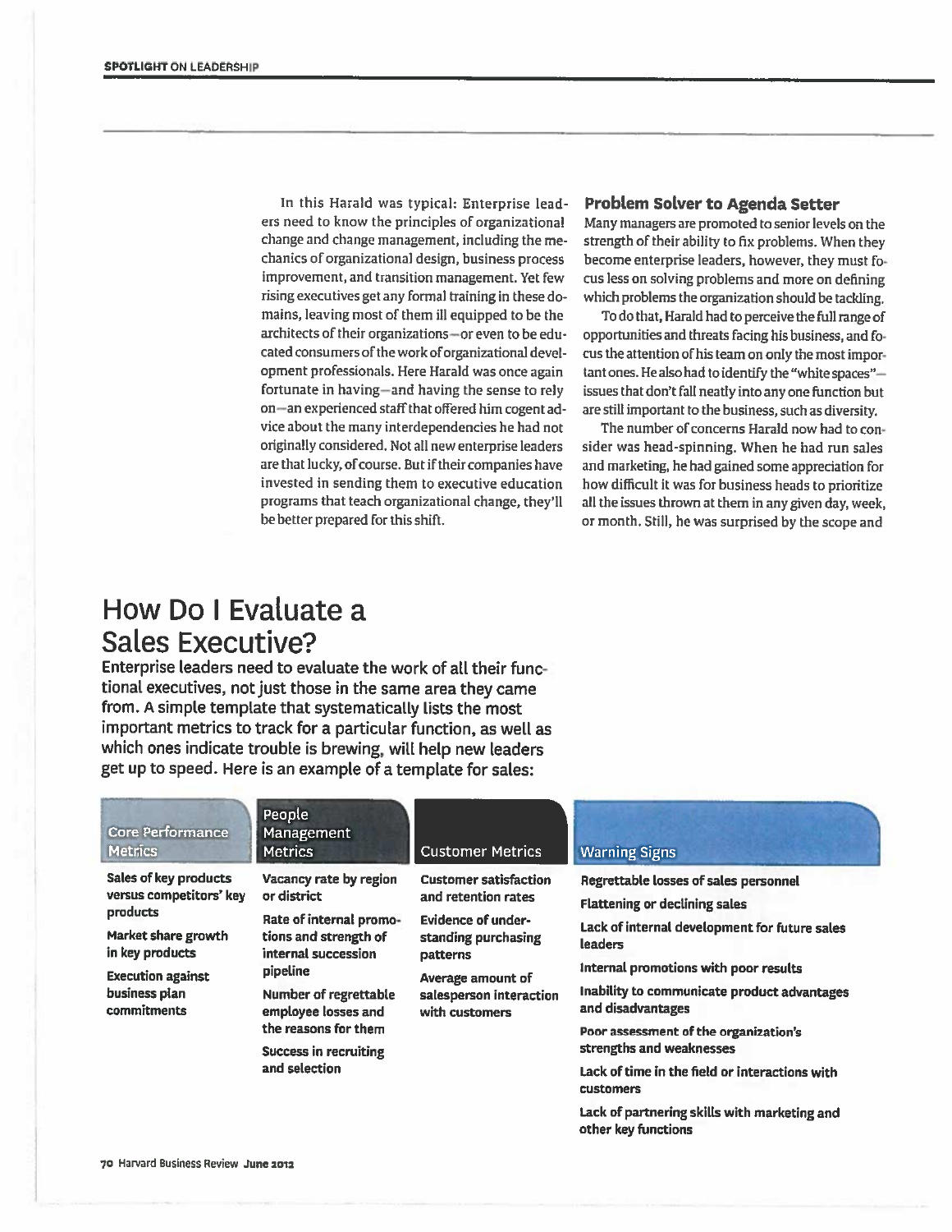In this Harald was typical: Enterprise leaders need to know the principles of organizational change and change management, including the mechanics of organizational design, business process improvement, and transition management. Yet few rising executives get any formal training in these domains, leaving most of them ill equipped to be the architects of their organizations—or even to be educated consumers of the work of organizational development professionals. Here Harald was once again fortunate in having—and having the sense to rely on—an experienced staff that offered him cogent advice about the many interdependencies he had not originally considered. Not all new enterprise leaders are that lucky, of course. But if their companies have invested in sending them to executive education programs that teach organizational change, they'll be better prepared for this shift.

### Problem Solver to Agenda Setter

Many managers are promoted to senior levels on the strength of their ability to fix problems. When they become enterprise leaders, however, they must focus less on solving problems and more on defining which problems the organization should be tackling.

To do that, Harald had to perceive the full range of opportunities and threats facing his business, and focus the attention of his team on only the most important ones. He also had to identify the "white spaces"—issues that don't fall neatly into any one function but are still important to the business, such as diversity.

The number of concerns Harald now had to consider was head-spinning. When he had run sales and marketing, he had gained some appreciation for how difficult it was for business heads to prioritize all the issues thrown at them in any given day, week, or month. Still, he was surprised by the scope and

## How Do I Evaluate a Sales Executive?

**Enterprise leaders need to evaluate the work of all their functional executives, not just those in the same area they came from. A simple template that systematically lists the most important metrics to track for a particular function, as well as which ones indicate trouble is brewing, will help new leaders get up to speed. Here is an example of a template for sales:**

| Core Performance Metrics | People Management Metrics | Customer Metrics | Warning Signs |
|---|---|---|---|
| Sales of key products versus competitors' key products | Vacancy rate by region or district | Customer satisfaction and retention rates | Regrettable losses of sales personnel |
| Market share growth in key products | Rate of internal promotions and strength of internal succession pipeline | Evidence of understanding purchasing patterns | Flattening or declining sales |
| Execution against business plan commitments | Number of regrettable employee losses and the reasons for them | Average amount of salesperson interaction with customers | Lack of internal development for future sales leaders |
| | Success in recruiting and selection | | Internal promotions with poor results |
| | | | Inability to communicate product advantages and disadvantages |
| | | | Poor assessment of the organization's strengths and weaknesses |
| | | | Lack of time in the field or interactions with customers |
| | | | Lack of partnering skills with marketing and other key functions |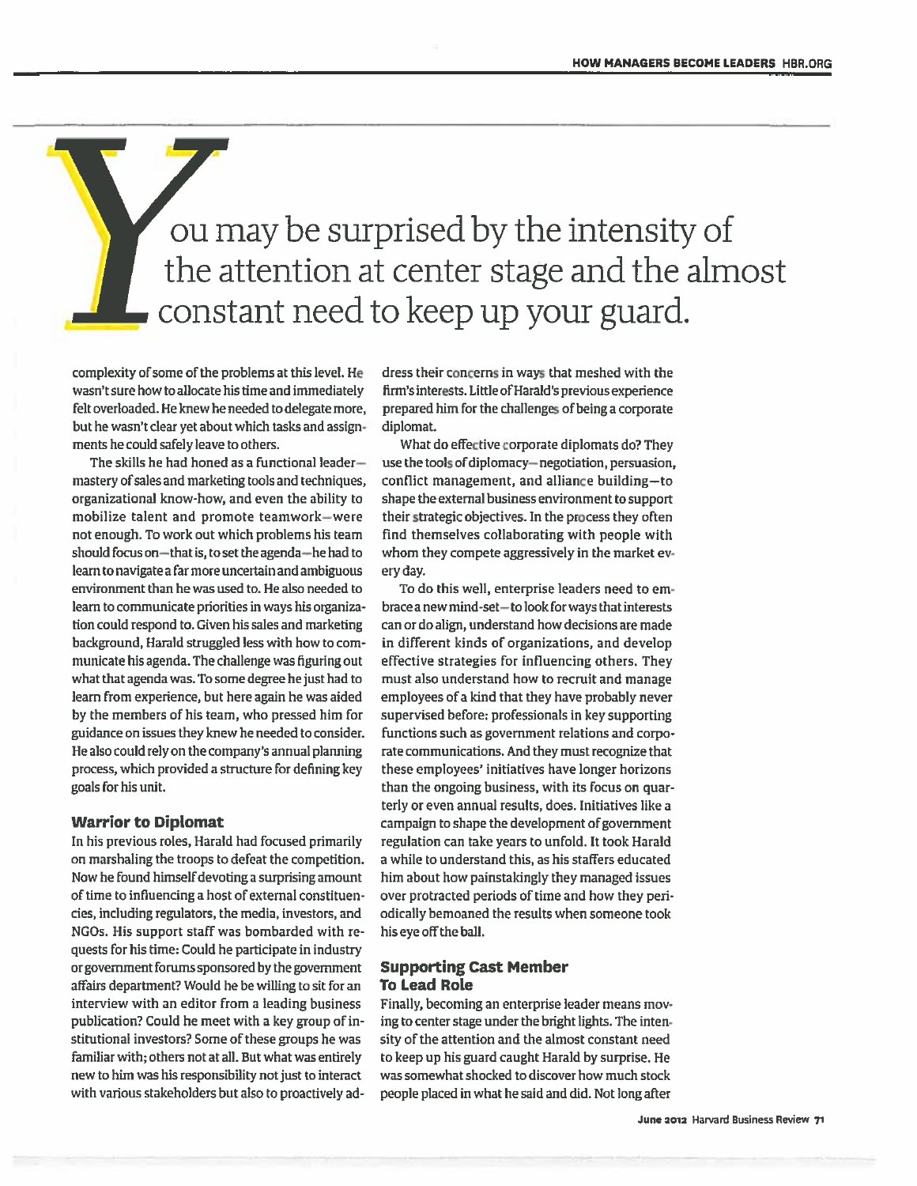> **You may be surprised by the intensity of the attention at center stage and the almost constant need to keep up your guard.**

complexity of some of the problems at this level. He wasn't sure how to allocate his time and immediately felt overloaded. He knew he needed to delegate more, but he wasn't clear yet about which tasks and assignments he could safely leave to others.

The skills he had honed as a functional leader—mastery of sales and marketing tools and techniques, organizational know-how, and even the ability to mobilize talent and promote teamwork—were not enough. To work out which problems his team should focus on—that is, to set the agenda—he had to learn to navigate a far more uncertain and ambiguous environment than he was used to. He also needed to learn to communicate priorities in ways his organization could respond to. Given his sales and marketing background, Harald struggled less with how to communicate his agenda. The challenge was figuring out what that agenda was. To some degree he just had to learn from experience, but here again he was aided by the members of his team, who pressed him for guidance on issues they knew he needed to consider. He also could rely on the company's annual planning process, which provided a structure for defining key goals for his unit.

### Warrior to Diplomat

In his previous roles, Harald had focused primarily on marshaling the troops to defeat the competition. Now he found himself devoting a surprising amount of time to influencing a host of external constituencies, including regulators, the media, investors, and NGOs. His support staff was bombarded with requests for his time: Could he participate in industry or government forums sponsored by the government affairs department? Would he be willing to sit for an interview with an editor from a leading business publication? Could he meet with a key group of institutional investors? Some of these groups he was familiar with; others not at all. But what was entirely new to him was his responsibility not just to interact with various stakeholders but also to proactively address their concerns in ways that meshed with the firm's interests. Little of Harald's previous experience prepared him for the challenges of being a corporate diplomat.

What do effective corporate diplomats do? They use the tools of diplomacy—negotiation, persuasion, conflict management, and alliance building—to shape the external business environment to support their strategic objectives. In the process they often find themselves collaborating with people with whom they compete aggressively in the market every day.

To do this well, enterprise leaders need to embrace a new mind-set—to look for ways that interests can or do align, understand how decisions are made in different kinds of organizations, and develop effective strategies for influencing others. They must also understand how to recruit and manage employees of a kind that they have probably never supervised before: professionals in key supporting functions such as government relations and corporate communications. And they must recognize that these employees' initiatives have longer horizons than the ongoing business, with its focus on quarterly or even annual results, does. Initiatives like a campaign to shape the development of government regulation can take years to unfold. It took Harald a while to understand this, as his staffers educated him about how painstakingly they managed issues over protracted periods of time and how they periodically bemoaned the results when someone took his eye off the ball.

### Supporting Cast Member To Lead Role

Finally, becoming an enterprise leader means moving to center stage under the bright lights. The intensity of the attention and the almost constant need to keep up his guard caught Harald by surprise. He was somewhat shocked to discover how much stock people placed in what he said and did. Not long after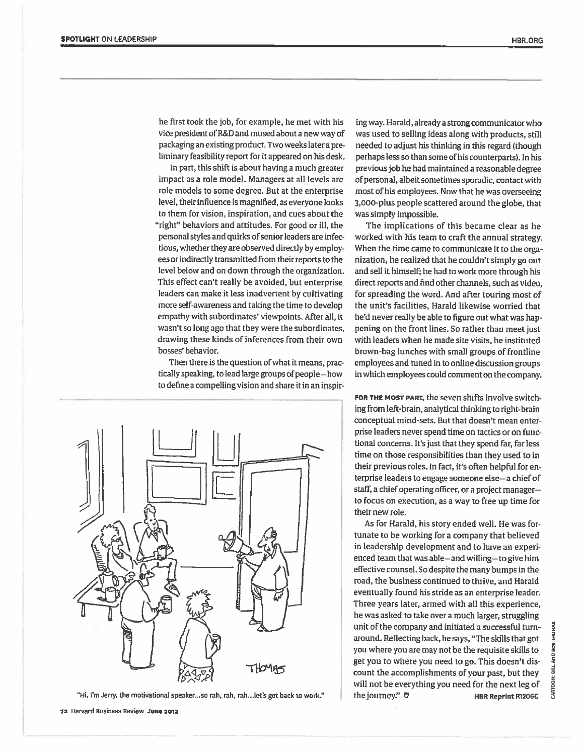he first took the job, for example, he met with his vice president of R&D and mused about a new way of packaging an existing product. Two weeks later a preliminary feasibility report for it appeared on his desk.

In part, this shift is about having a much greater impact as a role model. Managers at all levels are role models to some degree. But at the enterprise level, their influence is magnified, as everyone looks to them for vision, inspiration, and cues about the "right" behaviors and attitudes. For good or ill, the personal styles and quirks of senior leaders are infectious, whether they are observed directly by employees or indirectly transmitted from their reports to the level below and on down through the organization. This effect can't really be avoided, but enterprise leaders can make it less inadvertent by cultivating more self-awareness and taking the time to develop empathy with subordinates' viewpoints. After all, it wasn't so long ago that they were the subordinates, drawing these kinds of inferences from their own bosses' behavior.

Then there is the question of what it means, practically speaking, to lead large groups of people—how to define a compelling vision and share it in an inspiring way. Harald, already a strong communicator who was used to selling ideas along with products, still needed to adjust his thinking in this regard (though perhaps less so than some of his counterparts). In his previous job he had maintained a reasonable degree of personal, albeit sometimes sporadic, contact with most of his employees. Now that he was overseeing 3,000-plus people scattered around the globe, that was simply impossible.

The implications of this became clear as he worked with his team to craft the annual strategy. When the time came to communicate it to the organization, he realized that he couldn't simply go out and sell it himself; he had to work more through his direct reports and find other channels, such as video, for spreading the word. And after touring most of the unit's facilities, Harald likewise worried that he'd never really be able to figure out what was happening on the front lines. So rather than meet just with leaders when he made site visits, he instituted brown-bag lunches with small groups of frontline employees and tuned in to online discussion groups in which employees could comment on the company.

"Hi, I'm Jerry, the motivational speaker...so rah, rah, rah...let's get back to work."

**FOR THE MOST PART,** the seven shifts involve switching from left-brain, analytical thinking to right-brain conceptual mind-sets. But that doesn't mean enterprise leaders never spend time on tactics or on functional concerns. It's just that they spend far, far less time on those responsibilities than they used to in their previous roles. In fact, it's often helpful for enterprise leaders to engage someone else—a chief of staff, a chief operating officer, or a project manager—to focus on execution, as a way to free up time for their new role.

As for Harald, his story ended well. He was fortunate to be working for a company that believed in leadership development and to have an experienced team that was able—and willing—to give him effective counsel. So despite the many bumps in the road, the business continued to thrive, and Harald eventually found his stride as an enterprise leader. Three years later, armed with all this experience, he was asked to take over a much larger, struggling unit of the company and initiated a successful turnaround. Reflecting back, he says, "The skills that got you where you are may not be the requisite skills to get you to where you need to go. This doesn't discount the accomplishments of your past, but they will not be everything you need for the next leg of the journey."

**HBR Reprint R1206C**

CARTOON: BILL AND BOB THOMAS